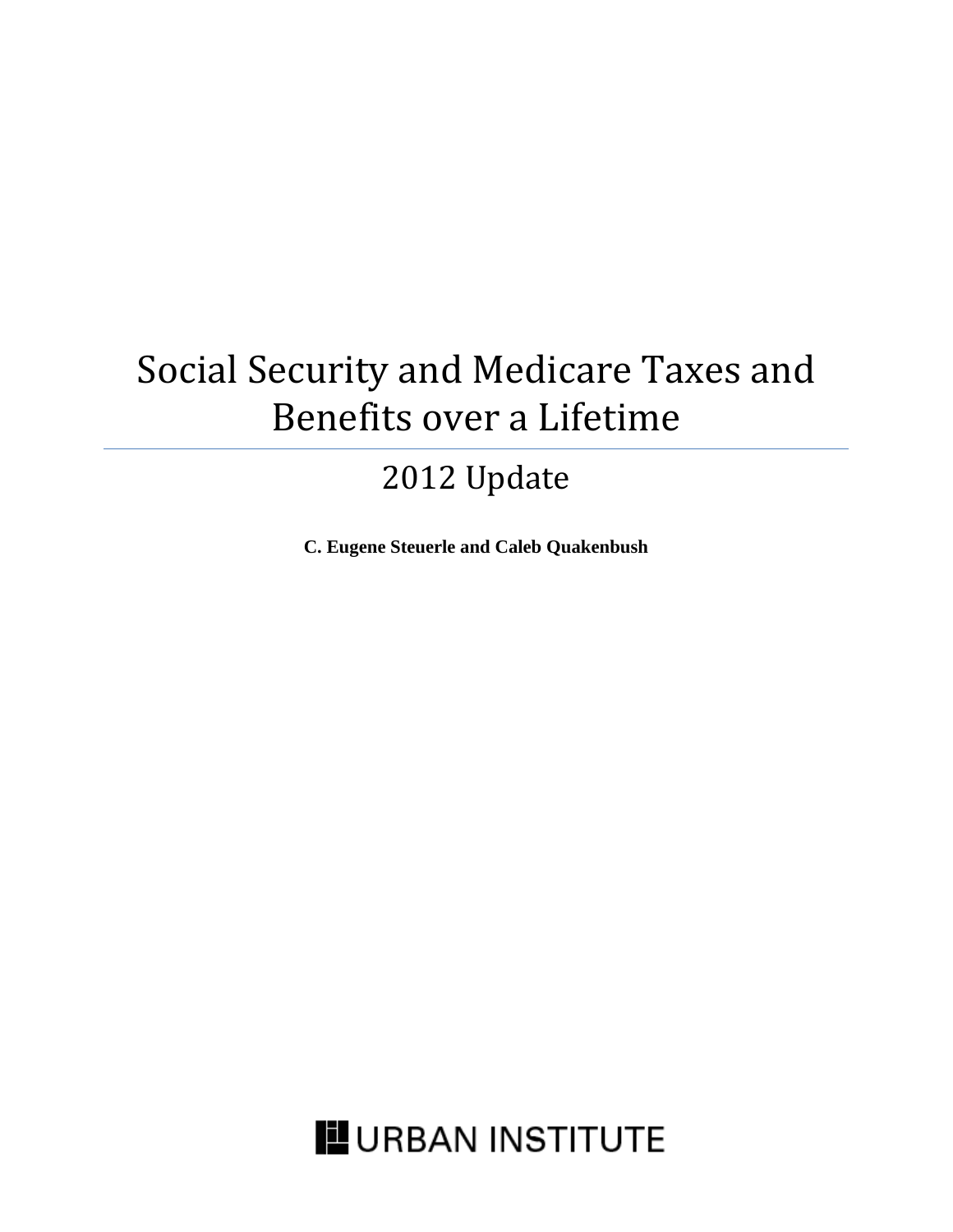# Social Security and Medicare Taxes and Benefits over a Lifetime

## 2012 Update

**C. Eugene Steuerle and Caleb Quakenbush**

URBAN INSTITUTE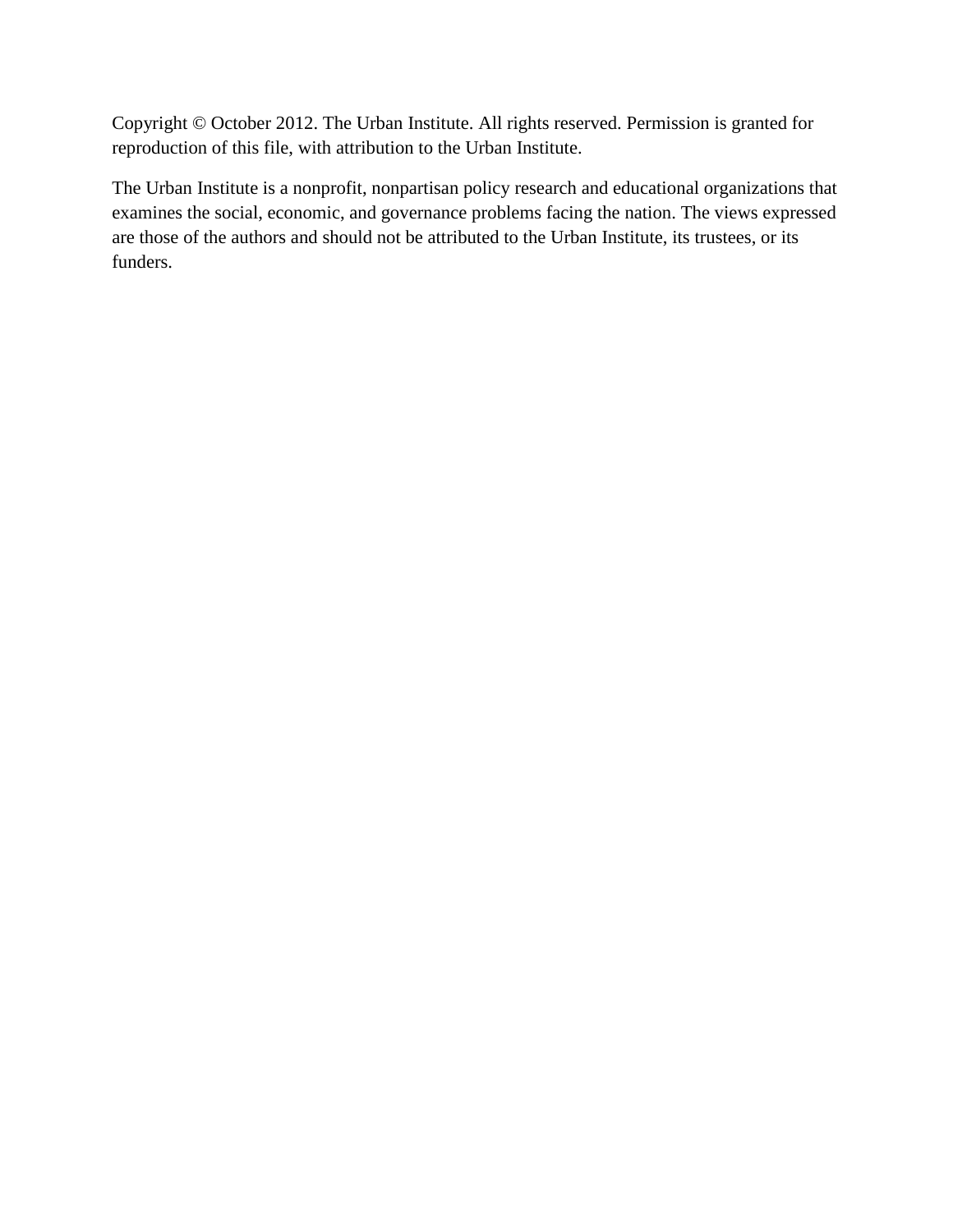Copyright © October 2012. The Urban Institute. All rights reserved. Permission is granted for reproduction of this file, with attribution to the Urban Institute.

The Urban Institute is a nonprofit, nonpartisan policy research and educational organizations that examines the social, economic, and governance problems facing the nation. The views expressed are those of the authors and should not be attributed to the Urban Institute, its trustees, or its funders.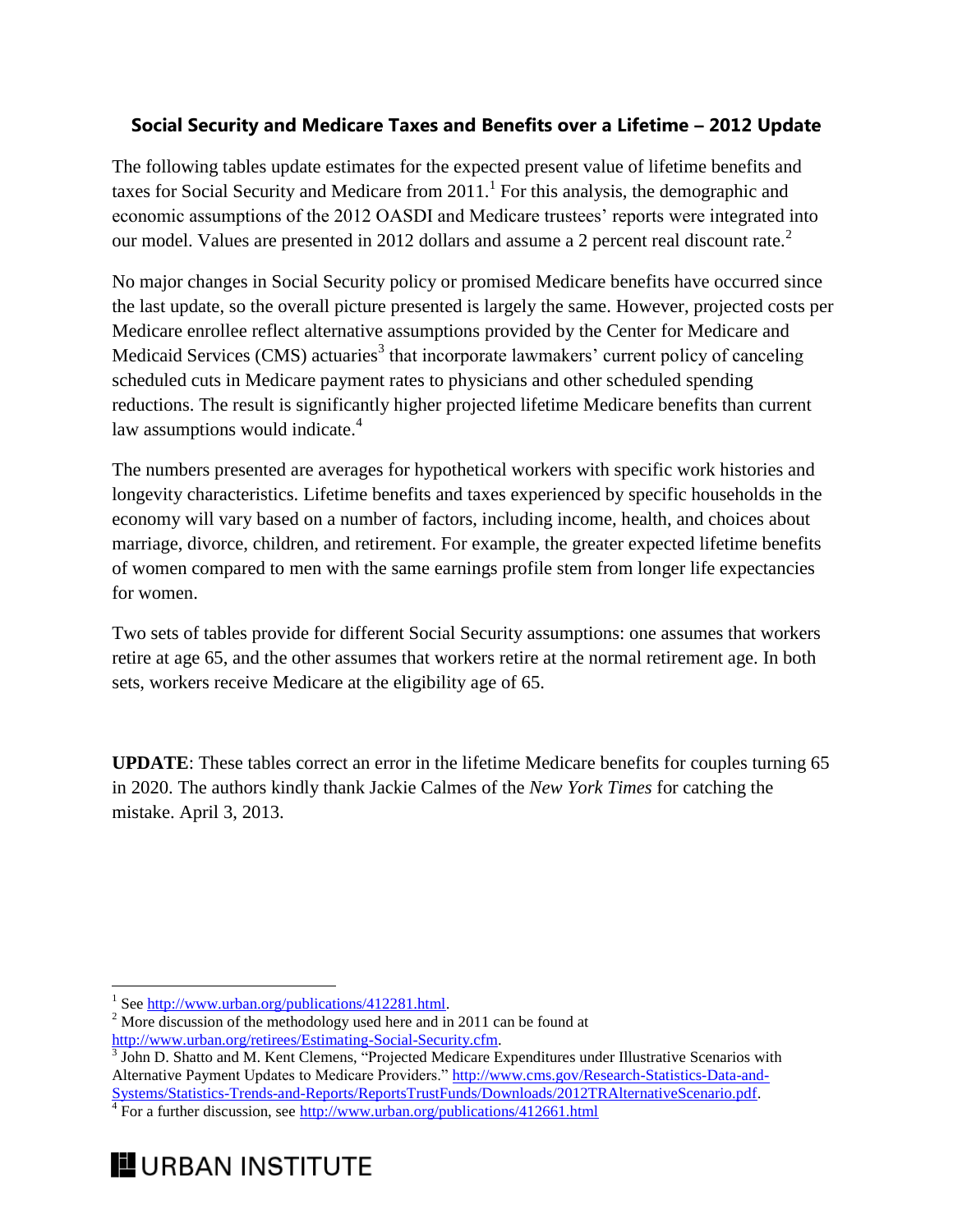## Social Security and Medicare Taxes and Benefits over a Lifetime – 2012 Update

The following tables update estimates for the expected present value of lifetime benefits and taxes for Social Security and Medicare from 2011.[1] For this analysis, the demographic and economic assumptions of the 2012 OASDI and Medicare trustees' reports were integrated into our model. Values are presented in 2012 dollars and assume a 2 percent real discount rate.[2]

No major changes in Social Security policy or promised Medicare benefits have occurred since the last update, so the overall picture presented is largely the same. However, projected costs per Medicare enrollee reflect alternative assumptions provided by the Center for Medicare and Medicaid Services (CMS) actuaries[3] that incorporate lawmakers' current policy of canceling scheduled cuts in Medicare payment rates to physicians and other scheduled spending reductions. The result is significantly higher projected lifetime Medicare benefits than current law assumptions would indicate.[4]

The numbers presented are averages for hypothetical workers with specific work histories and longevity characteristics. Lifetime benefits and taxes experienced by specific households in the economy will vary based on a number of factors, including income, health, and choices about marriage, divorce, children, and retirement. For example, the greater expected lifetime benefits of women compared to men with the same earnings profile stem from longer life expectancies for women.

Two sets of tables provide for different Social Security assumptions: one assumes that workers retire at age 65, and the other assumes that workers retire at the normal retirement age. In both sets, workers receive Medicare at the eligibility age of 65.

**UPDATE**: These tables correct an error in the lifetime Medicare benefits for couples turning 65 in 2020. The authors kindly thank Jackie Calmes of the *New York Times* for catching the mistake. April 3, 2013.

---

[1] See http://www.urban.org/publications/412281.html.

[2] More discussion of the methodology used here and in 2011 can be found at http://www.urban.org/retirees/Estimating-Social-Security.cfm.

[3] John D. Shatto and M. Kent Clemens, "Projected Medicare Expenditures under Illustrative Scenarios with Alternative Payment Updates to Medicare Providers." http://www.cms.gov/Research-Statistics-Data-and-Systems/Statistics-Trends-and-Reports/ReportsTrustFunds/Downloads/2012TRAlternativeScenario.pdf.

[4] For a further discussion, see http://www.urban.org/publications/412661.html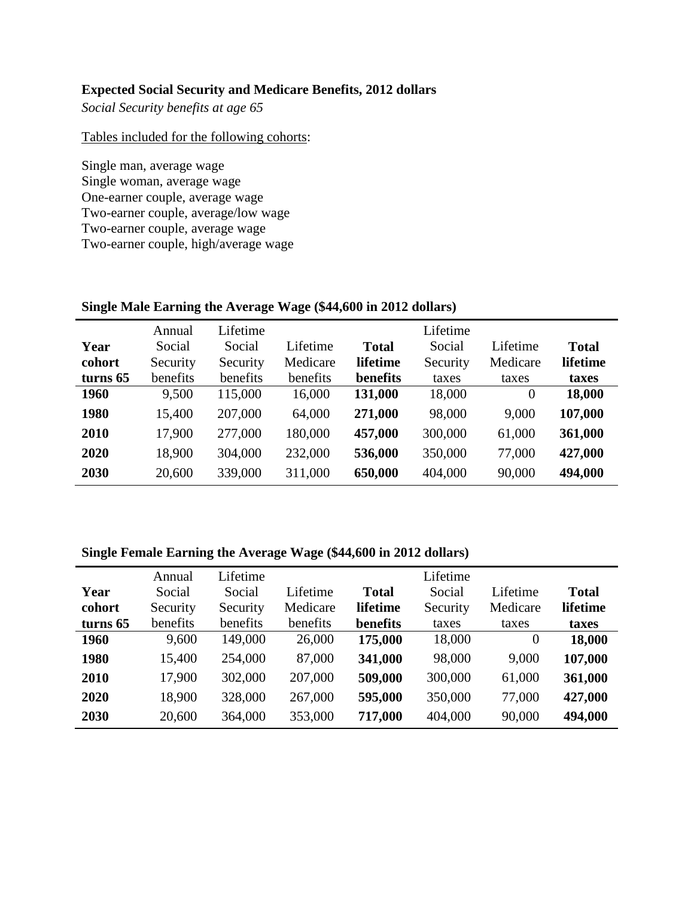**Expected Social Security and Medicare Benefits, 2012 dollars**

*Social Security benefits at age 65*

Tables included for the following cohorts:

Single man, average wage
Single woman, average wage
One-earner couple, average wage
Two-earner couple, average/low wage
Two-earner couple, average wage
Two-earner couple, high/average wage

**Single Male Earning the Average Wage ($44,600 in 2012 dollars)**

| Year cohort turns 65 | Annual Social Security benefits | Lifetime Social Security benefits | Lifetime Medicare benefits | **Total lifetime benefits** | Lifetime Social Security taxes | Lifetime Medicare taxes | **Total lifetime taxes** |
|---|---|---|---|---|---|---|---|
| **1960** | 9,500 | 115,000 | 16,000 | **131,000** | 18,000 | 0 | **18,000** |
| **1980** | 15,400 | 207,000 | 64,000 | **271,000** | 98,000 | 9,000 | **107,000** |
| **2010** | 17,900 | 277,000 | 180,000 | **457,000** | 300,000 | 61,000 | **361,000** |
| **2020** | 18,900 | 304,000 | 232,000 | **536,000** | 350,000 | 77,000 | **427,000** |
| **2030** | 20,600 | 339,000 | 311,000 | **650,000** | 404,000 | 90,000 | **494,000** |

**Single Female Earning the Average Wage ($44,600 in 2012 dollars)**

| Year cohort turns 65 | Annual Social Security benefits | Lifetime Social Security benefits | Lifetime Medicare benefits | **Total lifetime benefits** | Lifetime Social Security taxes | Lifetime Medicare taxes | **Total lifetime taxes** |
|---|---|---|---|---|---|---|---|
| **1960** | 9,600 | 149,000 | 26,000 | **175,000** | 18,000 | 0 | **18,000** |
| **1980** | 15,400 | 254,000 | 87,000 | **341,000** | 98,000 | 9,000 | **107,000** |
| **2010** | 17,900 | 302,000 | 207,000 | **509,000** | 300,000 | 61,000 | **361,000** |
| **2020** | 18,900 | 328,000 | 267,000 | **595,000** | 350,000 | 77,000 | **427,000** |
| **2030** | 20,600 | 364,000 | 353,000 | **717,000** | 404,000 | 90,000 | **494,000** |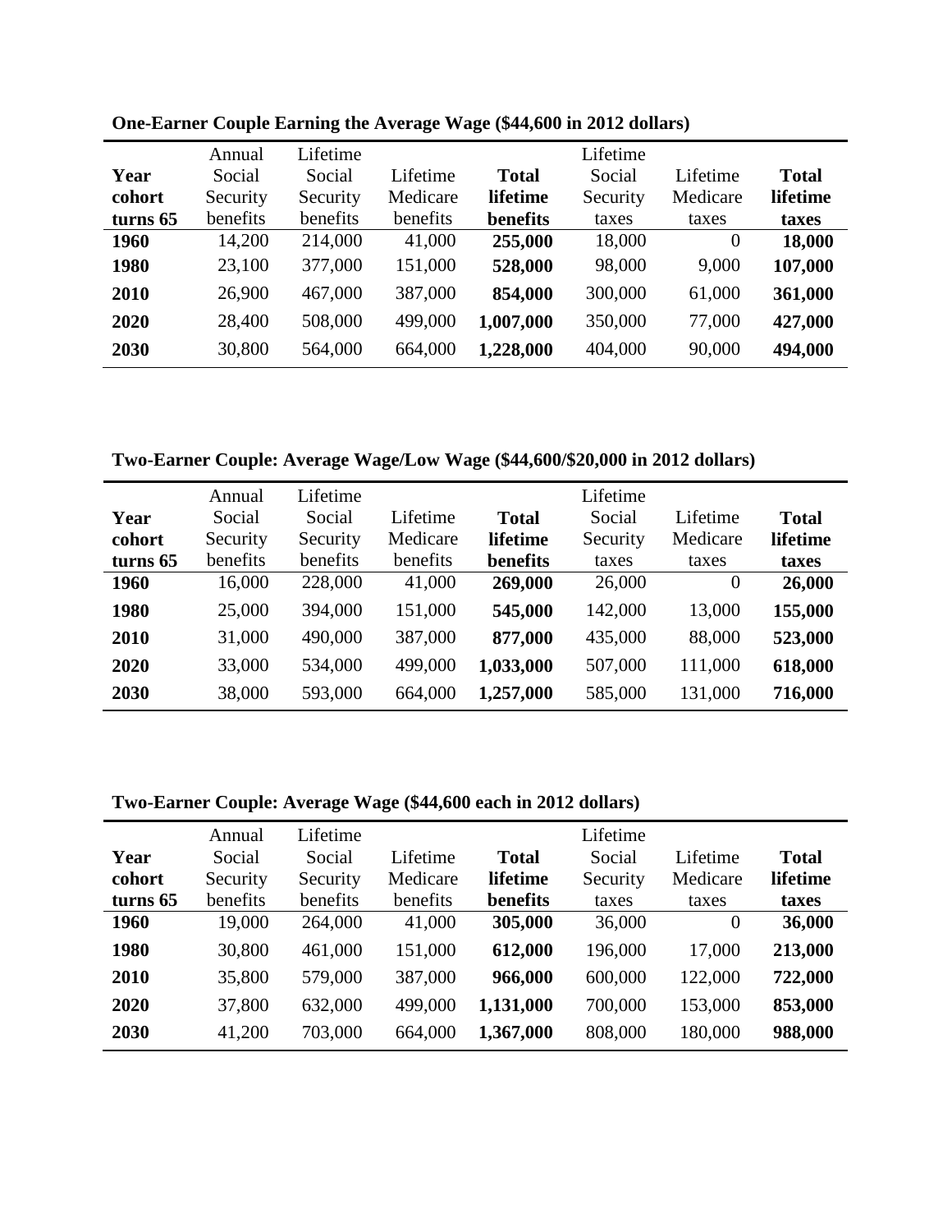**One-Earner Couple Earning the Average Wage ($44,600 in 2012 dollars)**

| Year cohort turns 65 | Annual Social Security benefits | Lifetime Social Security benefits | Lifetime Medicare benefits | **Total lifetime benefits** | Lifetime Social Security taxes | Lifetime Medicare taxes | **Total lifetime taxes** |
|---|---|---|---|---|---|---|---|
| **1960** | 14,200 | 214,000 | 41,000 | **255,000** | 18,000 | 0 | **18,000** |
| **1980** | 23,100 | 377,000 | 151,000 | **528,000** | 98,000 | 9,000 | **107,000** |
| **2010** | 26,900 | 467,000 | 387,000 | **854,000** | 300,000 | 61,000 | **361,000** |
| **2020** | 28,400 | 508,000 | 499,000 | **1,007,000** | 350,000 | 77,000 | **427,000** |
| **2030** | 30,800 | 564,000 | 664,000 | **1,228,000** | 404,000 | 90,000 | **494,000** |

**Two-Earner Couple: Average Wage/Low Wage ($44,600/$20,000 in 2012 dollars)**

| Year cohort turns 65 | Annual Social Security benefits | Lifetime Social Security benefits | Lifetime Medicare benefits | **Total lifetime benefits** | Lifetime Social Security taxes | Lifetime Medicare taxes | **Total lifetime taxes** |
|---|---|---|---|---|---|---|---|
| **1960** | 16,000 | 228,000 | 41,000 | **269,000** | 26,000 | 0 | **26,000** |
| **1980** | 25,000 | 394,000 | 151,000 | **545,000** | 142,000 | 13,000 | **155,000** |
| **2010** | 31,000 | 490,000 | 387,000 | **877,000** | 435,000 | 88,000 | **523,000** |
| **2020** | 33,000 | 534,000 | 499,000 | **1,033,000** | 507,000 | 111,000 | **618,000** |
| **2030** | 38,000 | 593,000 | 664,000 | **1,257,000** | 585,000 | 131,000 | **716,000** |

**Two-Earner Couple: Average Wage ($44,600 each in 2012 dollars)**

| Year cohort turns 65 | Annual Social Security benefits | Lifetime Social Security benefits | Lifetime Medicare benefits | **Total lifetime benefits** | Lifetime Social Security taxes | Lifetime Medicare taxes | **Total lifetime taxes** |
|---|---|---|---|---|---|---|---|
| **1960** | 19,000 | 264,000 | 41,000 | **305,000** | 36,000 | 0 | **36,000** |
| **1980** | 30,800 | 461,000 | 151,000 | **612,000** | 196,000 | 17,000 | **213,000** |
| **2010** | 35,800 | 579,000 | 387,000 | **966,000** | 600,000 | 122,000 | **722,000** |
| **2020** | 37,800 | 632,000 | 499,000 | **1,131,000** | 700,000 | 153,000 | **853,000** |
| **2030** | 41,200 | 703,000 | 664,000 | **1,367,000** | 808,000 | 180,000 | **988,000** |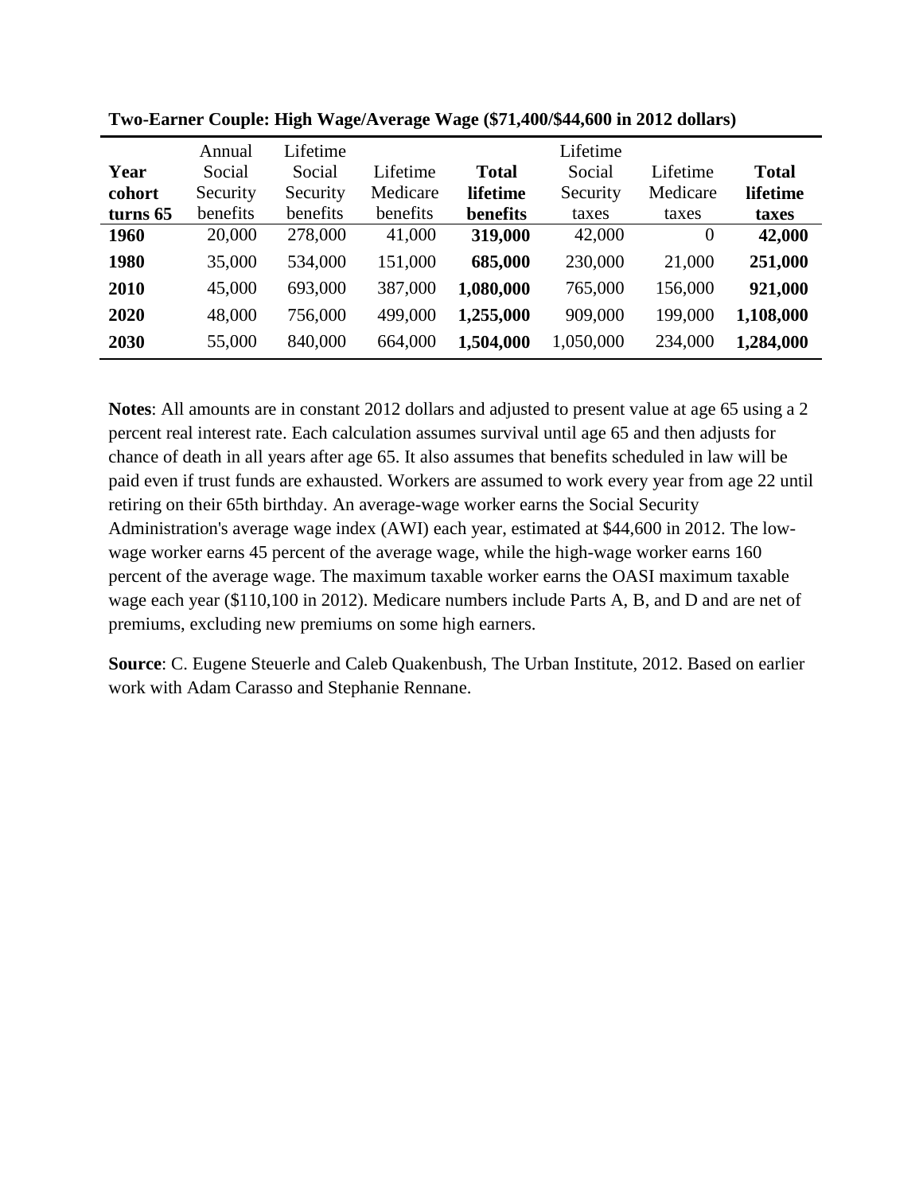**Two-Earner Couple: High Wage/Average Wage ($71,400/$44,600 in 2012 dollars)**

| **Year cohort turns 65** | Annual Social Security benefits | Lifetime Social Security benefits | Lifetime Medicare benefits | **Total lifetime benefits** | Lifetime Social Security taxes | Lifetime Medicare taxes | **Total lifetime taxes** |
|---|---|---|---|---|---|---|---|
| **1960** | 20,000 | 278,000 | 41,000 | **319,000** | 42,000 | 0 | **42,000** |
| **1980** | 35,000 | 534,000 | 151,000 | **685,000** | 230,000 | 21,000 | **251,000** |
| **2010** | 45,000 | 693,000 | 387,000 | **1,080,000** | 765,000 | 156,000 | **921,000** |
| **2020** | 48,000 | 756,000 | 499,000 | **1,255,000** | 909,000 | 199,000 | **1,108,000** |
| **2030** | 55,000 | 840,000 | 664,000 | **1,504,000** | 1,050,000 | 234,000 | **1,284,000** |

**Notes**: All amounts are in constant 2012 dollars and adjusted to present value at age 65 using a 2 percent real interest rate. Each calculation assumes survival until age 65 and then adjusts for chance of death in all years after age 65. It also assumes that benefits scheduled in law will be paid even if trust funds are exhausted. Workers are assumed to work every year from age 22 until retiring on their 65th birthday. An average-wage worker earns the Social Security Administration's average wage index (AWI) each year, estimated at $44,600 in 2012. The low-wage worker earns 45 percent of the average wage, while the high-wage worker earns 160 percent of the average wage. The maximum taxable worker earns the OASI maximum taxable wage each year ($110,100 in 2012). Medicare numbers include Parts A, B, and D and are net of premiums, excluding new premiums on some high earners.

**Source**: C. Eugene Steuerle and Caleb Quakenbush, The Urban Institute, 2012. Based on earlier work with Adam Carasso and Stephanie Rennane.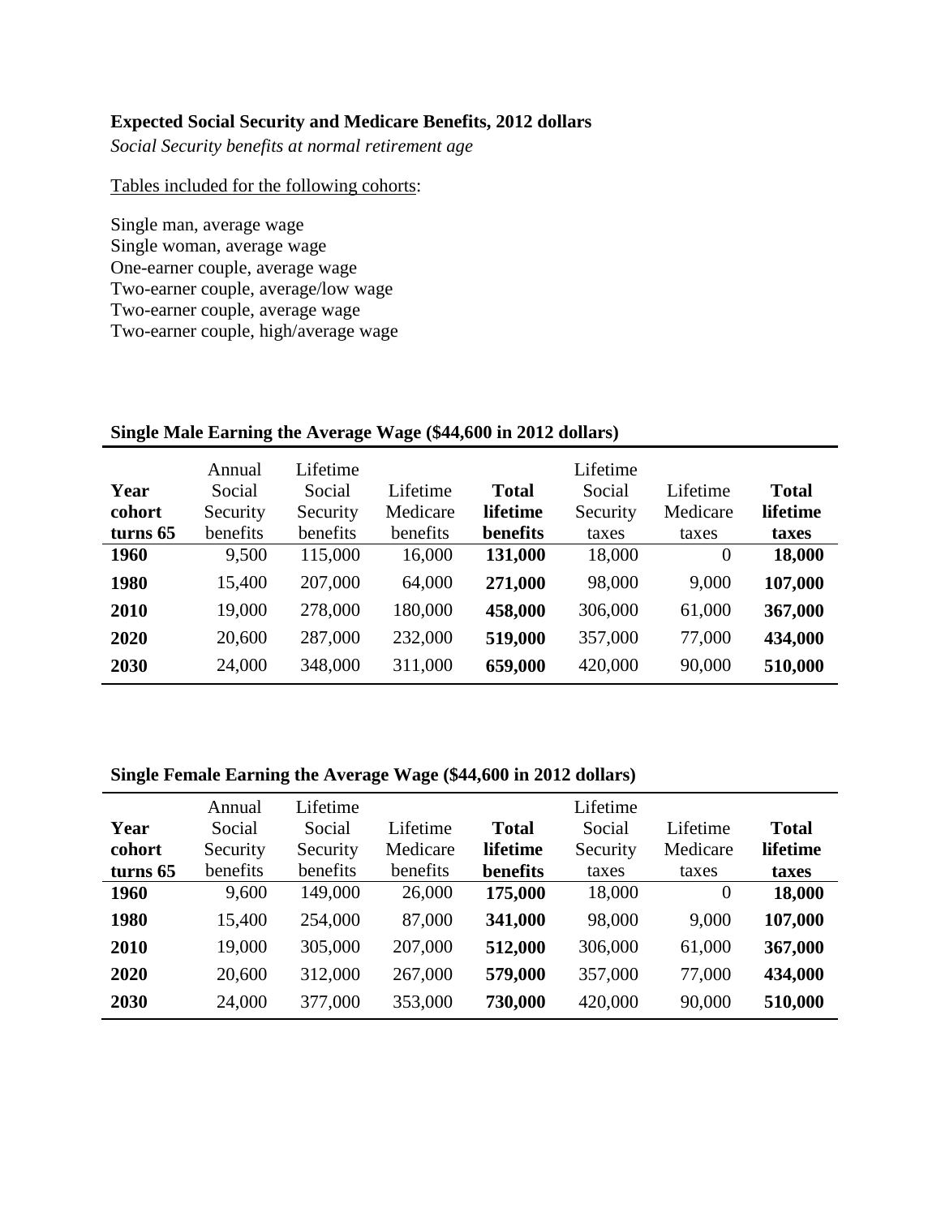**Expected Social Security and Medicare Benefits, 2012 dollars**

*Social Security benefits at normal retirement age*

Tables included for the following cohorts:

Single man, average wage
Single woman, average wage
One-earner couple, average wage
Two-earner couple, average/low wage
Two-earner couple, average wage
Two-earner couple, high/average wage

**Single Male Earning the Average Wage ($44,600 in 2012 dollars)**

| Year cohort turns 65 | Annual Social Security benefits | Lifetime Social Security benefits | Lifetime Medicare benefits | **Total lifetime benefits** | Lifetime Social Security taxes | Lifetime Medicare taxes | **Total lifetime taxes** |
|---|---|---|---|---|---|---|---|
| **1960** | 9,500 | 115,000 | 16,000 | **131,000** | 18,000 | 0 | **18,000** |
| **1980** | 15,400 | 207,000 | 64,000 | **271,000** | 98,000 | 9,000 | **107,000** |
| **2010** | 19,000 | 278,000 | 180,000 | **458,000** | 306,000 | 61,000 | **367,000** |
| **2020** | 20,600 | 287,000 | 232,000 | **519,000** | 357,000 | 77,000 | **434,000** |
| **2030** | 24,000 | 348,000 | 311,000 | **659,000** | 420,000 | 90,000 | **510,000** |

**Single Female Earning the Average Wage ($44,600 in 2012 dollars)**

| Year cohort turns 65 | Annual Social Security benefits | Lifetime Social Security benefits | Lifetime Medicare benefits | **Total lifetime benefits** | Lifetime Social Security taxes | Lifetime Medicare taxes | **Total lifetime taxes** |
|---|---|---|---|---|---|---|---|
| **1960** | 9,600 | 149,000 | 26,000 | **175,000** | 18,000 | 0 | **18,000** |
| **1980** | 15,400 | 254,000 | 87,000 | **341,000** | 98,000 | 9,000 | **107,000** |
| **2010** | 19,000 | 305,000 | 207,000 | **512,000** | 306,000 | 61,000 | **367,000** |
| **2020** | 20,600 | 312,000 | 267,000 | **579,000** | 357,000 | 77,000 | **434,000** |
| **2030** | 24,000 | 377,000 | 353,000 | **730,000** | 420,000 | 90,000 | **510,000** |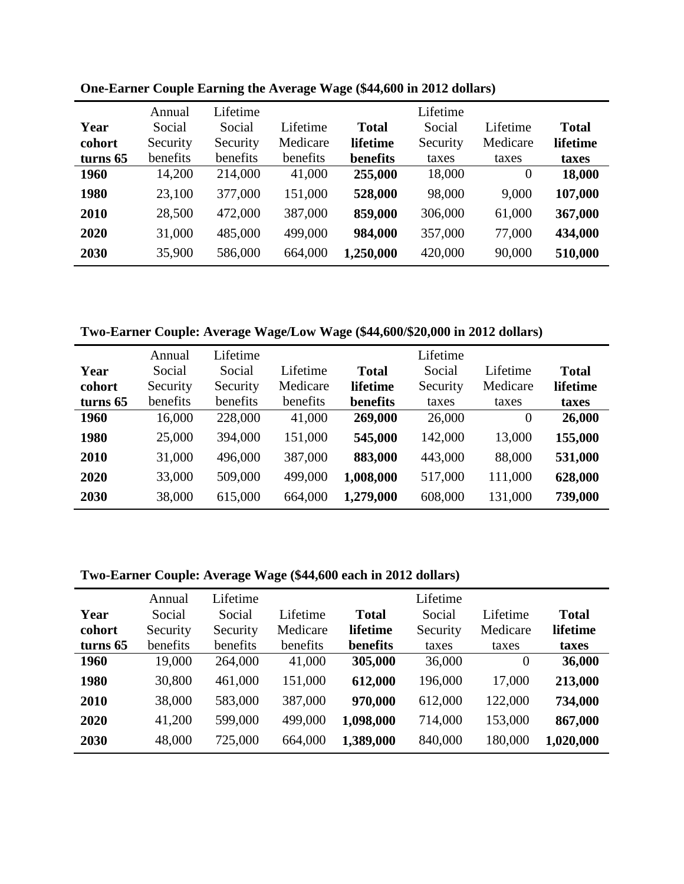**One-Earner Couple Earning the Average Wage ($44,600 in 2012 dollars)**

| Year cohort turns 65 | Annual Social Security benefits | Lifetime Social Security benefits | Lifetime Medicare benefits | **Total lifetime benefits** | Lifetime Social Security taxes | Lifetime Medicare taxes | **Total lifetime taxes** |
|---|---|---|---|---|---|---|---|
| **1960** | 14,200 | 214,000 | 41,000 | **255,000** | 18,000 | 0 | **18,000** |
| **1980** | 23,100 | 377,000 | 151,000 | **528,000** | 98,000 | 9,000 | **107,000** |
| **2010** | 28,500 | 472,000 | 387,000 | **859,000** | 306,000 | 61,000 | **367,000** |
| **2020** | 31,000 | 485,000 | 499,000 | **984,000** | 357,000 | 77,000 | **434,000** |
| **2030** | 35,900 | 586,000 | 664,000 | **1,250,000** | 420,000 | 90,000 | **510,000** |

**Two-Earner Couple: Average Wage/Low Wage ($44,600/$20,000 in 2012 dollars)**

| Year cohort turns 65 | Annual Social Security benefits | Lifetime Social Security benefits | Lifetime Medicare benefits | **Total lifetime benefits** | Lifetime Social Security taxes | Lifetime Medicare taxes | **Total lifetime taxes** |
|---|---|---|---|---|---|---|---|
| **1960** | 16,000 | 228,000 | 41,000 | **269,000** | 26,000 | 0 | **26,000** |
| **1980** | 25,000 | 394,000 | 151,000 | **545,000** | 142,000 | 13,000 | **155,000** |
| **2010** | 31,000 | 496,000 | 387,000 | **883,000** | 443,000 | 88,000 | **531,000** |
| **2020** | 33,000 | 509,000 | 499,000 | **1,008,000** | 517,000 | 111,000 | **628,000** |
| **2030** | 38,000 | 615,000 | 664,000 | **1,279,000** | 608,000 | 131,000 | **739,000** |

**Two-Earner Couple: Average Wage ($44,600 each in 2012 dollars)**

| Year cohort turns 65 | Annual Social Security benefits | Lifetime Social Security benefits | Lifetime Medicare benefits | **Total lifetime benefits** | Lifetime Social Security taxes | Lifetime Medicare taxes | **Total lifetime taxes** |
|---|---|---|---|---|---|---|---|
| **1960** | 19,000 | 264,000 | 41,000 | **305,000** | 36,000 | 0 | **36,000** |
| **1980** | 30,800 | 461,000 | 151,000 | **612,000** | 196,000 | 17,000 | **213,000** |
| **2010** | 38,000 | 583,000 | 387,000 | **970,000** | 612,000 | 122,000 | **734,000** |
| **2020** | 41,200 | 599,000 | 499,000 | **1,098,000** | 714,000 | 153,000 | **867,000** |
| **2030** | 48,000 | 725,000 | 664,000 | **1,389,000** | 840,000 | 180,000 | **1,020,000** |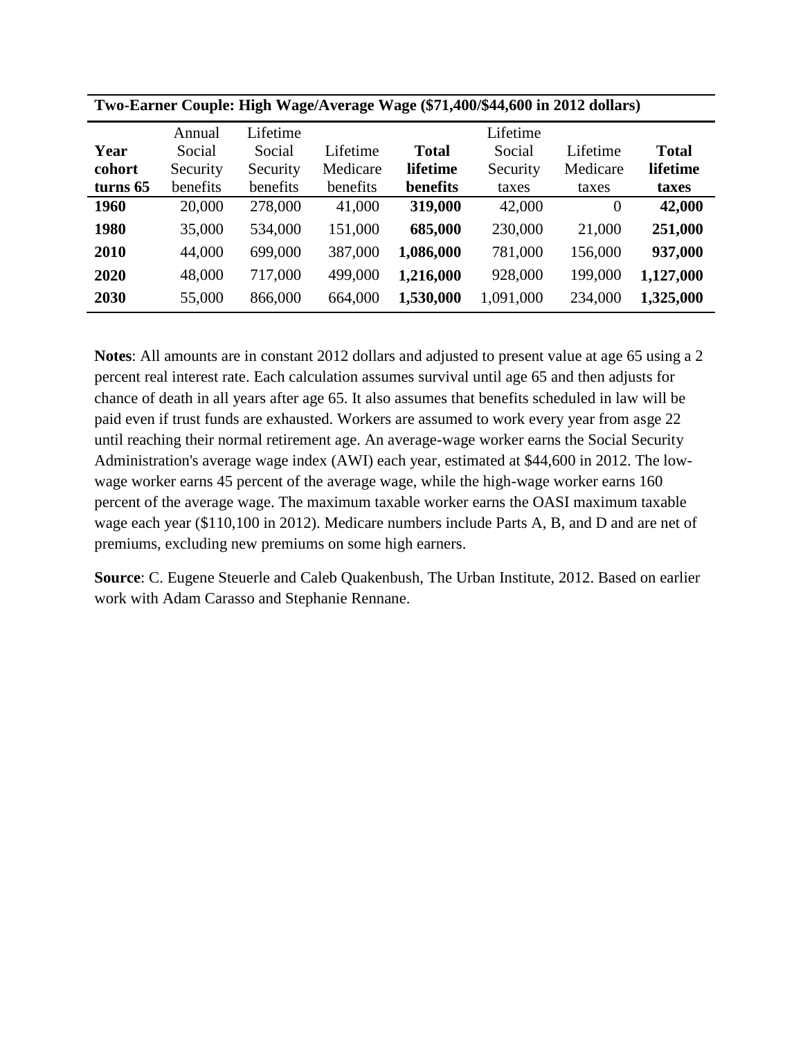| Two-Earner Couple: High Wage/Average Wage ($71,400/$44,600 in 2012 dollars) | | | | | | | |
|---|---|---|---|---|---|---|---|
| **Year cohort turns 65** | Annual Social Security benefits | Lifetime Social Security benefits | Lifetime Medicare benefits | **Total lifetime benefits** | Lifetime Social Security taxes | Lifetime Medicare taxes | **Total lifetime taxes** |
| **1960** | 20,000 | 278,000 | 41,000 | **319,000** | 42,000 | 0 | **42,000** |
| **1980** | 35,000 | 534,000 | 151,000 | **685,000** | 230,000 | 21,000 | **251,000** |
| **2010** | 44,000 | 699,000 | 387,000 | **1,086,000** | 781,000 | 156,000 | **937,000** |
| **2020** | 48,000 | 717,000 | 499,000 | **1,216,000** | 928,000 | 199,000 | **1,127,000** |
| **2030** | 55,000 | 866,000 | 664,000 | **1,530,000** | 1,091,000 | 234,000 | **1,325,000** |

**Notes**: All amounts are in constant 2012 dollars and adjusted to present value at age 65 using a 2 percent real interest rate. Each calculation assumes survival until age 65 and then adjusts for chance of death in all years after age 65. It also assumes that benefits scheduled in law will be paid even if trust funds are exhausted. Workers are assumed to work every year from asge 22 until reaching their normal retirement age. An average-wage worker earns the Social Security Administration's average wage index (AWI) each year, estimated at $44,600 in 2012. The low-wage worker earns 45 percent of the average wage, while the high-wage worker earns 160 percent of the average wage. The maximum taxable worker earns the OASI maximum taxable wage each year ($110,100 in 2012). Medicare numbers include Parts A, B, and D and are net of premiums, excluding new premiums on some high earners.

**Source**: C. Eugene Steuerle and Caleb Quakenbush, The Urban Institute, 2012. Based on earlier work with Adam Carasso and Stephanie Rennane.